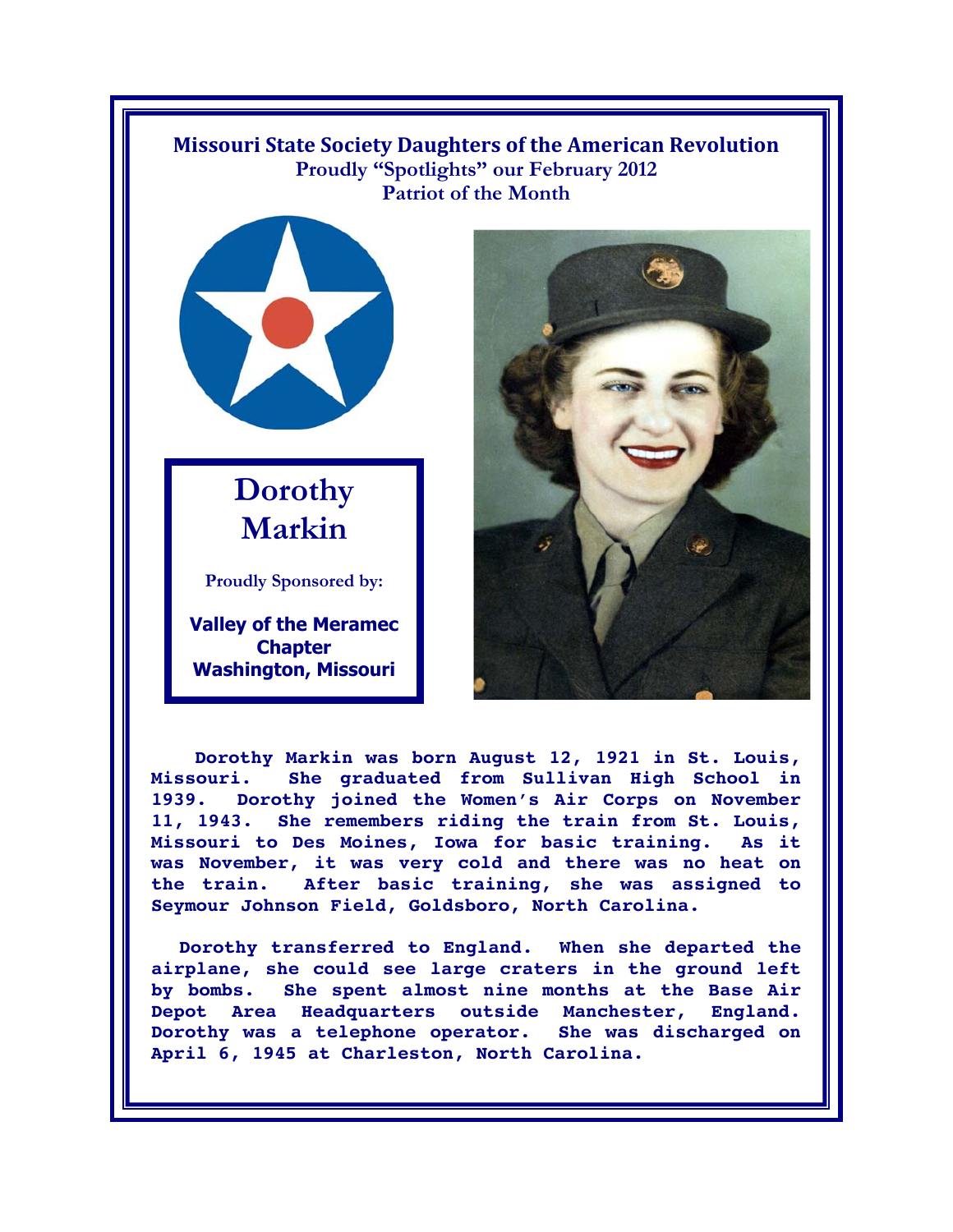**Missouri State Society Daughters of the American Revolution**
**Proudly "Spotlights" our February 2012**
**Patriot of the Month**

# Dorothy Markin

**Proudly Sponsored by:**

**Valley of the Meramec Chapter**
**Washington, Missouri**

**Dorothy Markin was born August 12, 1921 in St. Louis, Missouri. She graduated from Sullivan High School in 1939. Dorothy joined the Women's Air Corps on November 11, 1943. She remembers riding the train from St. Louis, Missouri to Des Moines, Iowa for basic training. As it was November, it was very cold and there was no heat on the train. After basic training, she was assigned to Seymour Johnson Field, Goldsboro, North Carolina.**

**Dorothy transferred to England. When she departed the airplane, she could see large craters in the ground left by bombs. She spent almost nine months at the Base Air Depot Area Headquarters outside Manchester, England. Dorothy was a telephone operator. She was discharged on April 6, 1945 at Charleston, North Carolina.**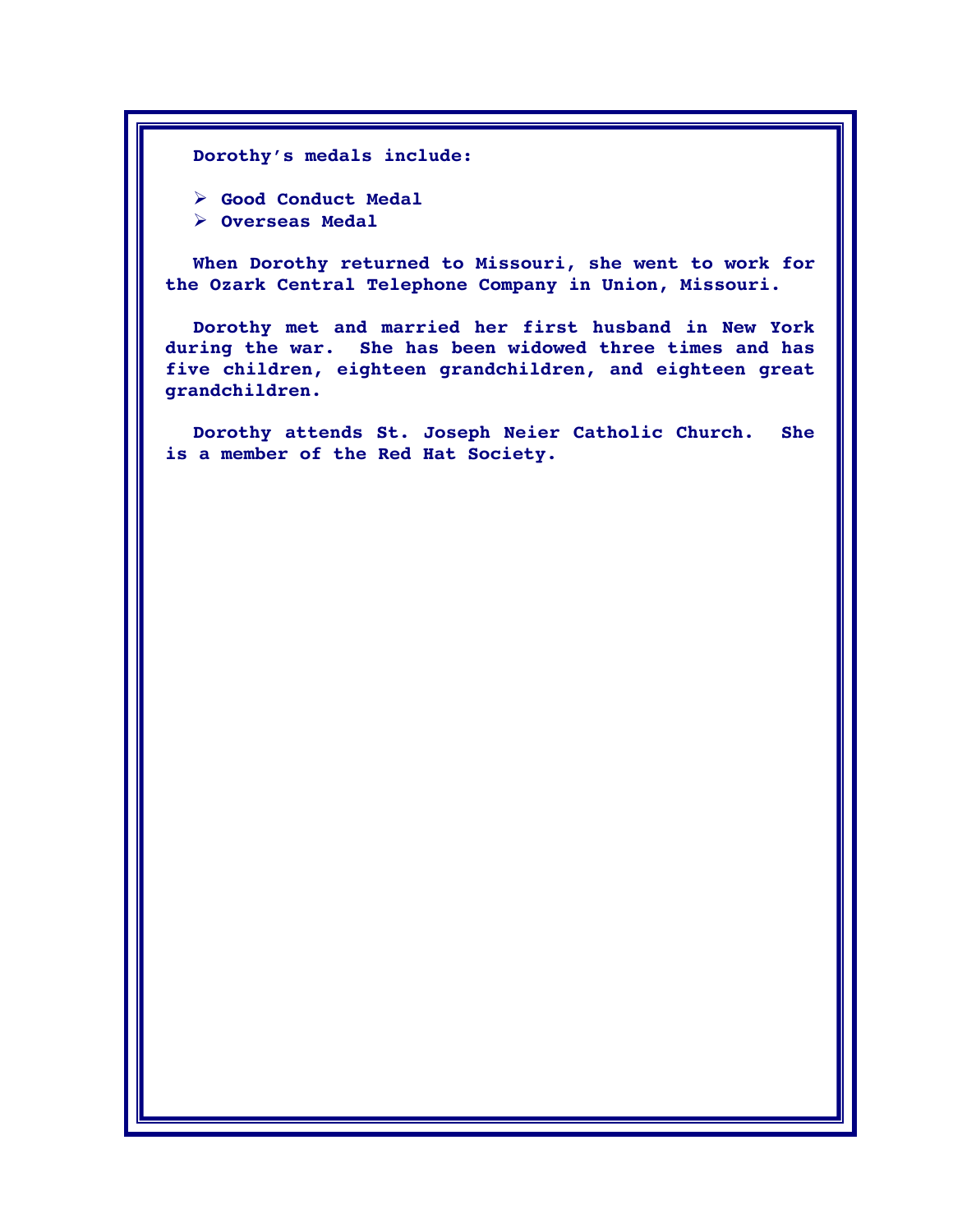**Dorothy's medals include:**

- **Good Conduct Medal**
- **Overseas Medal**

**When Dorothy returned to Missouri, she went to work for the Ozark Central Telephone Company in Union, Missouri.**

**Dorothy met and married her first husband in New York during the war. She has been widowed three times and has five children, eighteen grandchildren, and eighteen great grandchildren.**

**Dorothy attends St. Joseph Neier Catholic Church. She is a member of the Red Hat Society.**